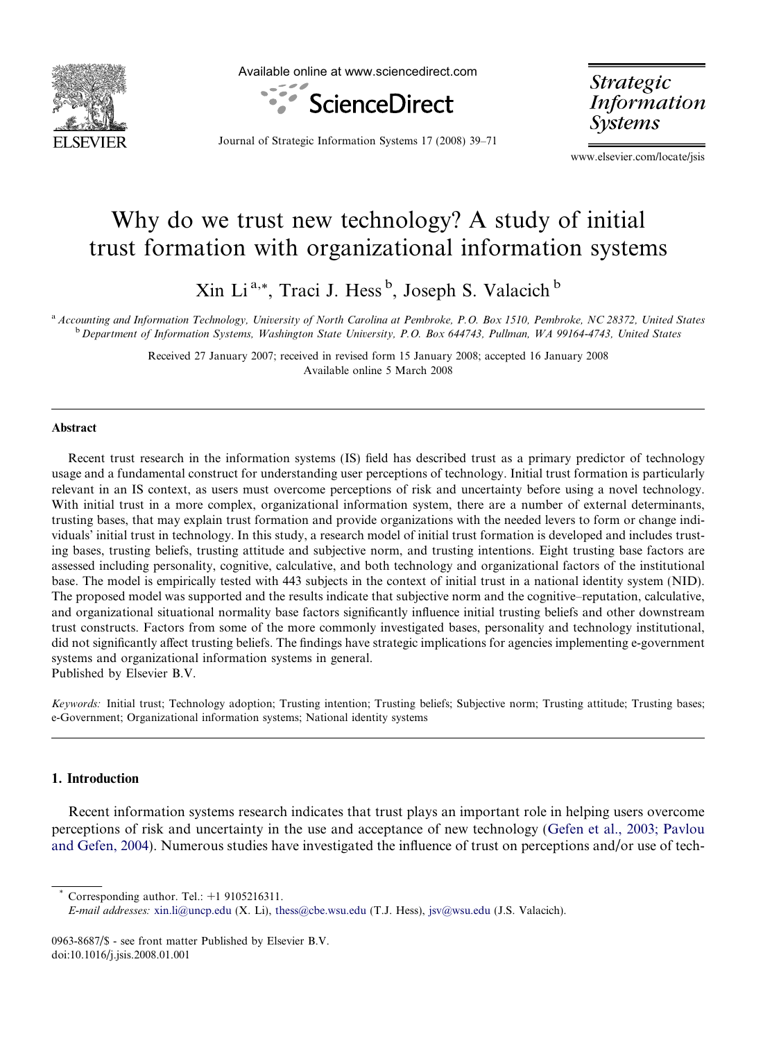# Why do we trust new technology? A study of initial trust formation with organizational information systems

Xin Li [a,*], Traci J. Hess [b], Joseph S. Valacich [b]

[a] Accounting and Information Technology, University of North Carolina at Pembroke, P.O. Box 1510, Pembroke, NC 28372, United States
[b] Department of Information Systems, Washington State University, P.O. Box 644743, Pullman, WA 99164-4743, United States

Received 27 January 2007; received in revised form 15 January 2008; accepted 16 January 2008
Available online 5 March 2008

## Abstract

Recent trust research in the information systems (IS) field has described trust as a primary predictor of technology usage and a fundamental construct for understanding user perceptions of technology. Initial trust formation is particularly relevant in an IS context, as users must overcome perceptions of risk and uncertainty before using a novel technology. With initial trust in a more complex, organizational information system, there are a number of external determinants, trusting bases, that may explain trust formation and provide organizations with the needed levers to form or change individuals' initial trust in technology. In this study, a research model of initial trust formation is developed and includes trusting bases, trusting beliefs, trusting attitude and subjective norm, and trusting intentions. Eight trusting base factors are assessed including personality, cognitive, calculative, and both technology and organizational factors of the institutional base. The model is empirically tested with 443 subjects in the context of initial trust in a national identity system (NID). The proposed model was supported and the results indicate that subjective norm and the cognitive–reputation, calculative, and organizational situational normality base factors significantly influence initial trusting beliefs and other downstream trust constructs. Factors from some of the more commonly investigated bases, personality and technology institutional, did not significantly affect trusting beliefs. The findings have strategic implications for agencies implementing e-government systems and organizational information systems in general.
Published by Elsevier B.V.

*Keywords:* Initial trust; Technology adoption; Trusting intention; Trusting beliefs; Subjective norm; Trusting attitude; Trusting bases; e-Government; Organizational information systems; National identity systems

## 1. Introduction

Recent information systems research indicates that trust plays an important role in helping users overcome perceptions of risk and uncertainty in the use and acceptance of new technology (Gefen et al., 2003; Pavlou and Gefen, 2004). Numerous studies have investigated the influence of trust on perceptions and/or use of tech-

* Corresponding author. Tel.: +1 9105216311.
*E-mail addresses:* xin.li@uncp.edu (X. Li), thess@cbe.wsu.edu (T.J. Hess), jsv@wsu.edu (J.S. Valacich).

0963-8687/$ - see front matter Published by Elsevier B.V.
doi:10.1016/j.jsis.2008.01.001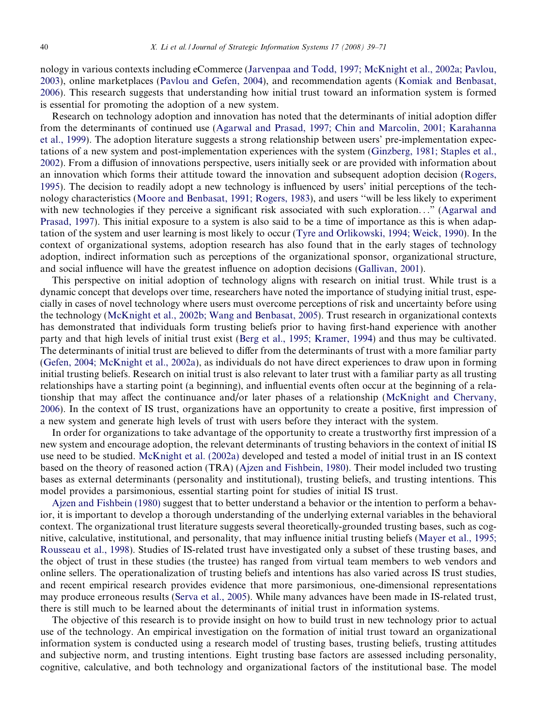nology in various contexts including eCommerce (Jarvenpaa and Todd, 1997; McKnight et al., 2002a; Pavlou, 2003), online marketplaces (Pavlou and Gefen, 2004), and recommendation agents (Komiak and Benbasat, 2006). This research suggests that understanding how initial trust toward an information system is formed is essential for promoting the adoption of a new system.

Research on technology adoption and innovation has noted that the determinants of initial adoption differ from the determinants of continued use (Agarwal and Prasad, 1997; Chin and Marcolin, 2001; Karahanna et al., 1999). The adoption literature suggests a strong relationship between users' pre-implementation expectations of a new system and post-implementation experiences with the system (Ginzberg, 1981; Staples et al., 2002). From a diffusion of innovations perspective, users initially seek or are provided with information about an innovation which forms their attitude toward the innovation and subsequent adoption decision (Rogers, 1995). The decision to readily adopt a new technology is influenced by users' initial perceptions of the technology characteristics (Moore and Benbasat, 1991; Rogers, 1983), and users "will be less likely to experiment with new technologies if they perceive a significant risk associated with such exploration..." (Agarwal and Prasad, 1997). This initial exposure to a system is also said to be a time of importance as this is when adaptation of the system and user learning is most likely to occur (Tyre and Orlikowski, 1994; Weick, 1990). In the context of organizational systems, adoption research has also found that in the early stages of technology adoption, indirect information such as perceptions of the organizational sponsor, organizational structure, and social influence will have the greatest influence on adoption decisions (Gallivan, 2001).

This perspective on initial adoption of technology aligns with research on initial trust. While trust is a dynamic concept that develops over time, researchers have noted the importance of studying initial trust, especially in cases of novel technology where users must overcome perceptions of risk and uncertainty before using the technology (McKnight et al., 2002b; Wang and Benbasat, 2005). Trust research in organizational contexts has demonstrated that individuals form trusting beliefs prior to having first-hand experience with another party and that high levels of initial trust exist (Berg et al., 1995; Kramer, 1994) and thus may be cultivated. The determinants of initial trust are believed to differ from the determinants of trust with a more familiar party (Gefen, 2004; McKnight et al., 2002a), as individuals do not have direct experiences to draw upon in forming initial trusting beliefs. Research on initial trust is also relevant to later trust with a familiar party as all trusting relationships have a starting point (a beginning), and influential events often occur at the beginning of a relationship that may affect the continuance and/or later phases of a relationship (McKnight and Chervany, 2006). In the context of IS trust, organizations have an opportunity to create a positive, first impression of a new system and generate high levels of trust with users before they interact with the system.

In order for organizations to take advantage of the opportunity to create a trustworthy first impression of a new system and encourage adoption, the relevant determinants of trusting behaviors in the context of initial IS use need to be studied. McKnight et al. (2002a) developed and tested a model of initial trust in an IS context based on the theory of reasoned action (TRA) (Ajzen and Fishbein, 1980). Their model included two trusting bases as external determinants (personality and institutional), trusting beliefs, and trusting intentions. This model provides a parsimonious, essential starting point for studies of initial IS trust.

Ajzen and Fishbein (1980) suggest that to better understand a behavior or the intention to perform a behavior, it is important to develop a thorough understanding of the underlying external variables in the behavioral context. The organizational trust literature suggests several theoretically-grounded trusting bases, such as cognitive, calculative, institutional, and personality, that may influence initial trusting beliefs (Mayer et al., 1995; Rousseau et al., 1998). Studies of IS-related trust have investigated only a subset of these trusting bases, and the object of trust in these studies (the trustee) has ranged from virtual team members to web vendors and online sellers. The operationalization of trusting beliefs and intentions has also varied across IS trust studies, and recent empirical research provides evidence that more parsimonious, one-dimensional representations may produce erroneous results (Serva et al., 2005). While many advances have been made in IS-related trust, there is still much to be learned about the determinants of initial trust in information systems.

The objective of this research is to provide insight on how to build trust in new technology prior to actual use of the technology. An empirical investigation on the formation of initial trust toward an organizational information system is conducted using a research model of trusting bases, trusting beliefs, trusting attitudes and subjective norm, and trusting intentions. Eight trusting base factors are assessed including personality, cognitive, calculative, and both technology and organizational factors of the institutional base. The model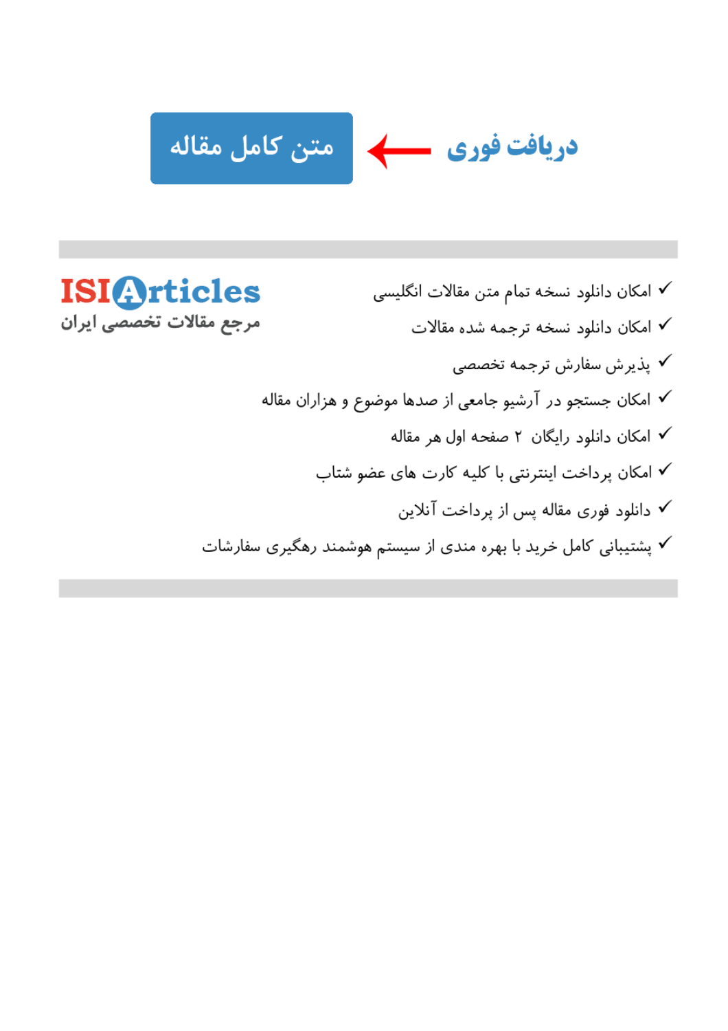دریافت فوری ← **متن کامل مقاله**

**ISIArticles**
مرجع مقالات تخصصی ایران

- ✓ امکان دانلود نسخه تمام متن مقالات انگلیسی
- ✓ امکان دانلود نسخه ترجمه شده مقالات
- ✓ پذیرش سفارش ترجمه تخصصی
- ✓ امکان جستجو در آرشیو جامعی از صدها موضوع و هزاران مقاله
- ✓ امکان دانلود رایگان ۲ صفحه اول هر مقاله
- ✓ امکان پرداخت اینترنتی با کلیه کارت های عضو شتاب
- ✓ دانلود فوری مقاله پس از پرداخت آنلاین
- ✓ پشتیبانی کامل خرید با بهره مندی از سیستم هوشمند رهگیری سفارشات